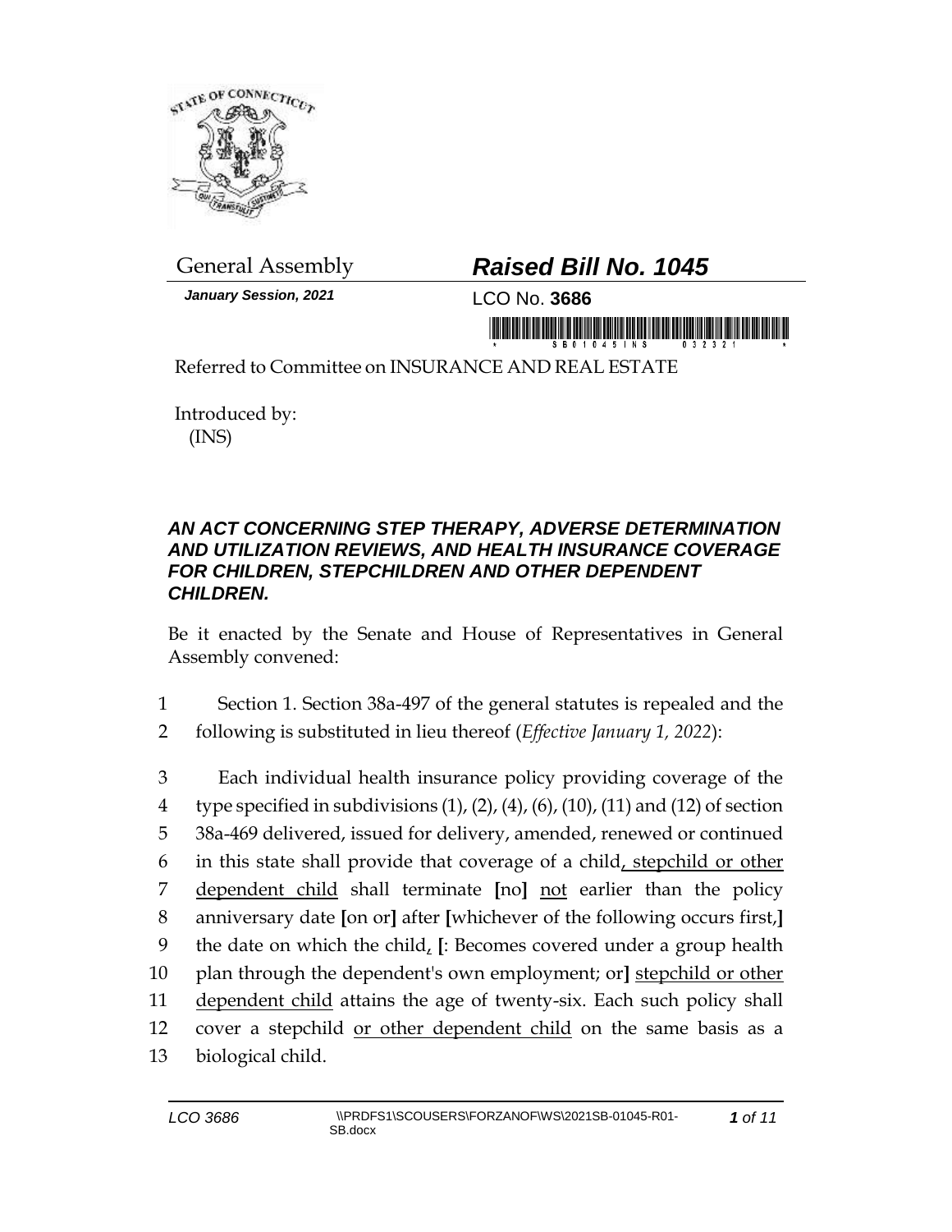General Assembly

***Raised Bill No. 1045***

***January Session, 2021***

LCO No. **3686**

Referred to Committee on INSURANCE AND REAL ESTATE

Introduced by:
(INS)

***AN ACT CONCERNING STEP THERAPY, ADVERSE DETERMINATION AND UTILIZATION REVIEWS, AND HEALTH INSURANCE COVERAGE FOR CHILDREN, STEPCHILDREN AND OTHER DEPENDENT CHILDREN.***

Be it enacted by the Senate and House of Representatives in General Assembly convened:

1 Section 1. Section 38a-497 of the general statutes is repealed and the
2 following is substituted in lieu thereof (*Effective January 1, 2022*):

3 Each individual health insurance policy providing coverage of the
4 type specified in subdivisions (1), (2), (4), (6), (10), (11) and (12) of section
5 38a-469 delivered, issued for delivery, amended, renewed or continued
6 in this state shall provide that coverage of a child<u>, stepchild or other</u>
7 <u>dependent child</u> shall terminate **[**no**]** <u>not</u> earlier than the policy
8 anniversary date **[**on or**]** after **[**whichever of the following occurs first,**]**
9 the date on which the child<u>,</u> **[**: Becomes covered under a group health
10 plan through the dependent's own employment; or**]** <u>stepchild or other</u>
11 <u>dependent child</u> attains the age of twenty-six. Each such policy shall
12 cover a stepchild <u>or other dependent child</u> on the same basis as a
13 biological child.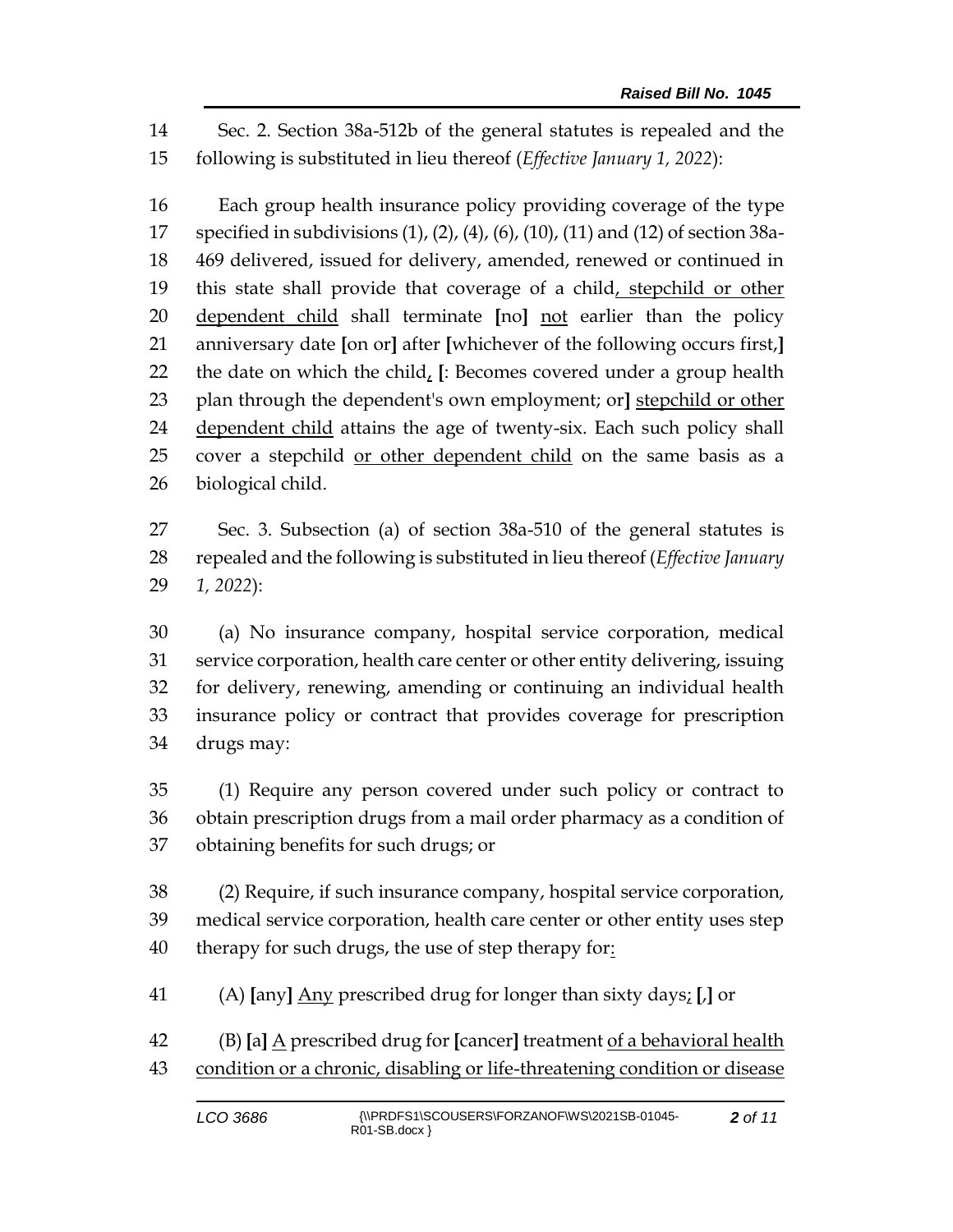Sec. 2. Section 38a-512b of the general statutes is repealed and the following is substituted in lieu thereof (*Effective January 1, 2022*):

Each group health insurance policy providing coverage of the type specified in subdivisions (1), (2), (4), (6), (10), (11) and (12) of section 38a-469 delivered, issued for delivery, amended, renewed or continued in this state shall provide that coverage of a child, stepchild or other dependent child shall terminate [no] not earlier than the policy anniversary date [on or] after [whichever of the following occurs first,] the date on which the child, [: Becomes covered under a group health plan through the dependent's own employment; or] stepchild or other dependent child attains the age of twenty-six. Each such policy shall cover a stepchild or other dependent child on the same basis as a biological child.

Sec. 3. Subsection (a) of section 38a-510 of the general statutes is repealed and the following is substituted in lieu thereof (*Effective January 1, 2022*):

(a) No insurance company, hospital service corporation, medical service corporation, health care center or other entity delivering, issuing for delivery, renewing, amending or continuing an individual health insurance policy or contract that provides coverage for prescription drugs may:

(1) Require any person covered under such policy or contract to obtain prescription drugs from a mail order pharmacy as a condition of obtaining benefits for such drugs; or

(2) Require, if such insurance company, hospital service corporation, medical service corporation, health care center or other entity uses step therapy for such drugs, the use of step therapy for:

(A) [any] Any prescribed drug for longer than sixty days; [,] or

(B) [a] A prescribed drug for [cancer] treatment of a behavioral health condition or a chronic, disabling or life-threatening condition or disease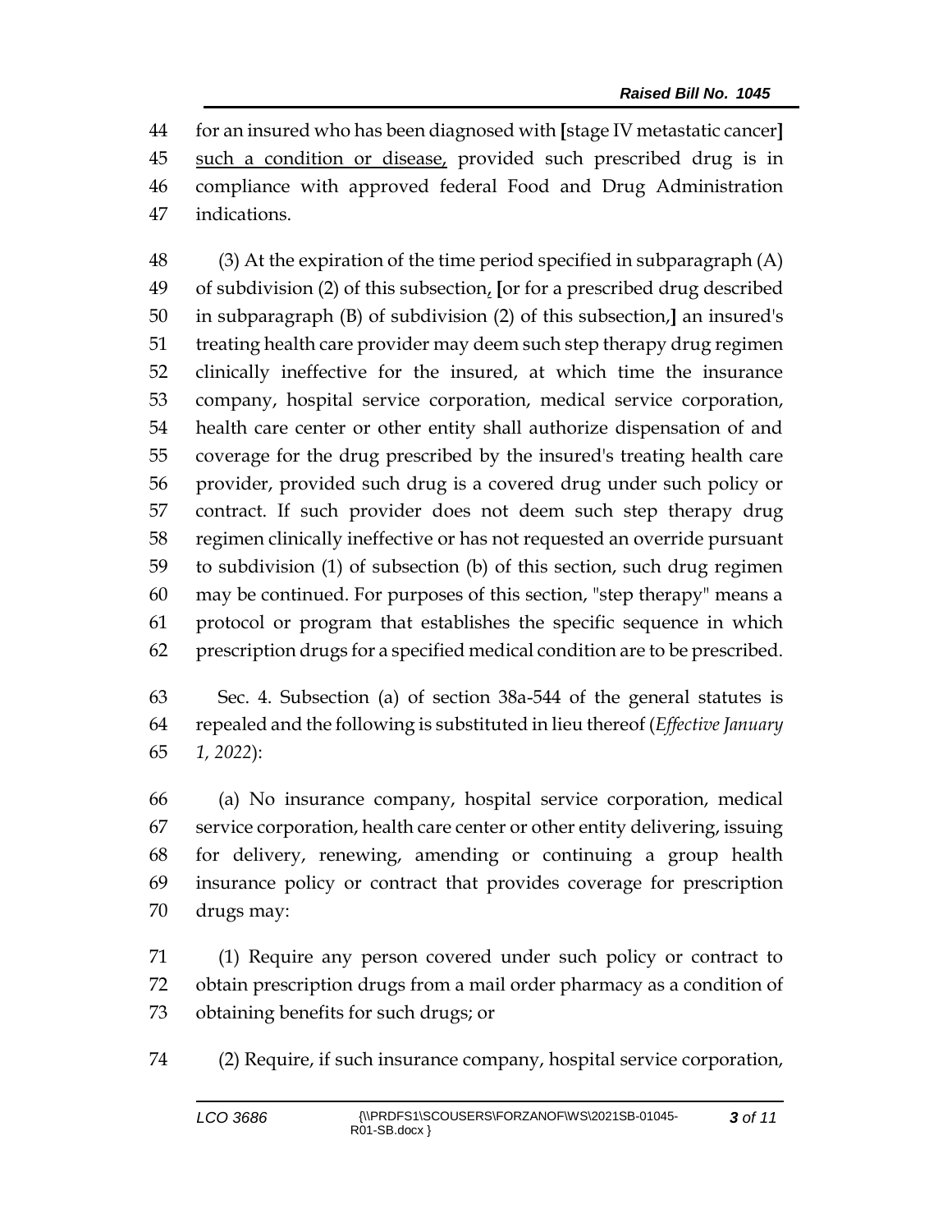for an insured who has been diagnosed with [stage IV metastatic cancer] such a condition or disease, provided such prescribed drug is in compliance with approved federal Food and Drug Administration indications.

(3) At the expiration of the time period specified in subparagraph (A) of subdivision (2) of this subsection, [or for a prescribed drug described in subparagraph (B) of subdivision (2) of this subsection,] an insured's treating health care provider may deem such step therapy drug regimen clinically ineffective for the insured, at which time the insurance company, hospital service corporation, medical service corporation, health care center or other entity shall authorize dispensation of and coverage for the drug prescribed by the insured's treating health care provider, provided such drug is a covered drug under such policy or contract. If such provider does not deem such step therapy drug regimen clinically ineffective or has not requested an override pursuant to subdivision (1) of subsection (b) of this section, such drug regimen may be continued. For purposes of this section, "step therapy" means a protocol or program that establishes the specific sequence in which prescription drugs for a specified medical condition are to be prescribed.

Sec. 4. Subsection (a) of section 38a-544 of the general statutes is repealed and the following is substituted in lieu thereof (*Effective January 1, 2022*):

(a) No insurance company, hospital service corporation, medical service corporation, health care center or other entity delivering, issuing for delivery, renewing, amending or continuing a group health insurance policy or contract that provides coverage for prescription drugs may:

(1) Require any person covered under such policy or contract to obtain prescription drugs from a mail order pharmacy as a condition of obtaining benefits for such drugs; or

(2) Require, if such insurance company, hospital service corporation,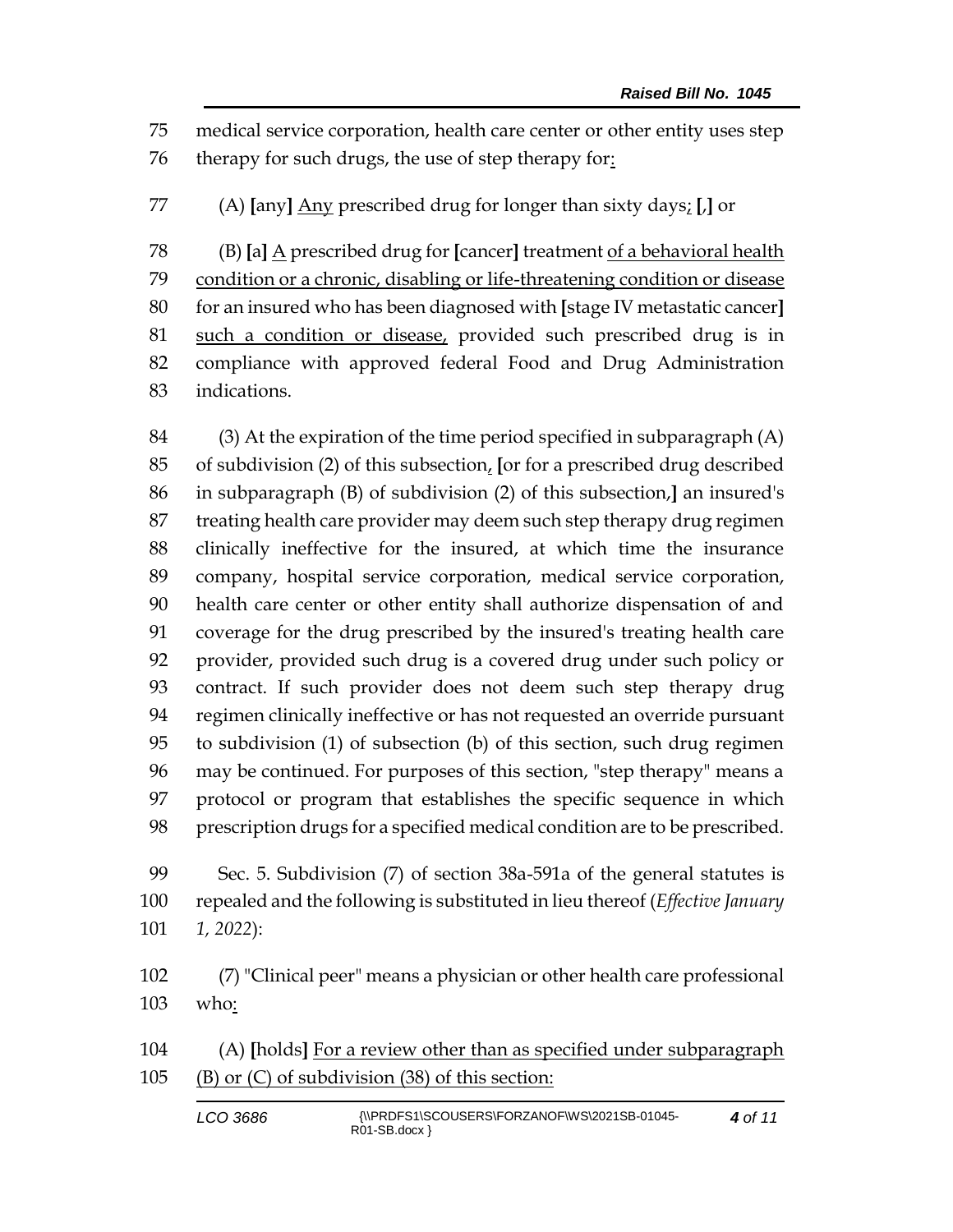medical service corporation, health care center or other entity uses step therapy for such drugs, the use of step therapy for:

(A) [any] Any prescribed drug for longer than sixty days; [,] or

(B) [a] A prescribed drug for [cancer] treatment of a behavioral health condition or a chronic, disabling or life-threatening condition or disease for an insured who has been diagnosed with [stage IV metastatic cancer] such a condition or disease, provided such prescribed drug is in compliance with approved federal Food and Drug Administration indications.

(3) At the expiration of the time period specified in subparagraph (A) of subdivision (2) of this subsection, [or for a prescribed drug described in subparagraph (B) of subdivision (2) of this subsection,] an insured's treating health care provider may deem such step therapy drug regimen clinically ineffective for the insured, at which time the insurance company, hospital service corporation, medical service corporation, health care center or other entity shall authorize dispensation of and coverage for the drug prescribed by the insured's treating health care provider, provided such drug is a covered drug under such policy or contract. If such provider does not deem such step therapy drug regimen clinically ineffective or has not requested an override pursuant to subdivision (1) of subsection (b) of this section, such drug regimen may be continued. For purposes of this section, "step therapy" means a protocol or program that establishes the specific sequence in which prescription drugs for a specified medical condition are to be prescribed.

Sec. 5. Subdivision (7) of section 38a-591a of the general statutes is repealed and the following is substituted in lieu thereof (*Effective January 1, 2022*):

(7) "Clinical peer" means a physician or other health care professional who:

(A) [holds] For a review other than as specified under subparagraph (B) or (C) of subdivision (38) of this section: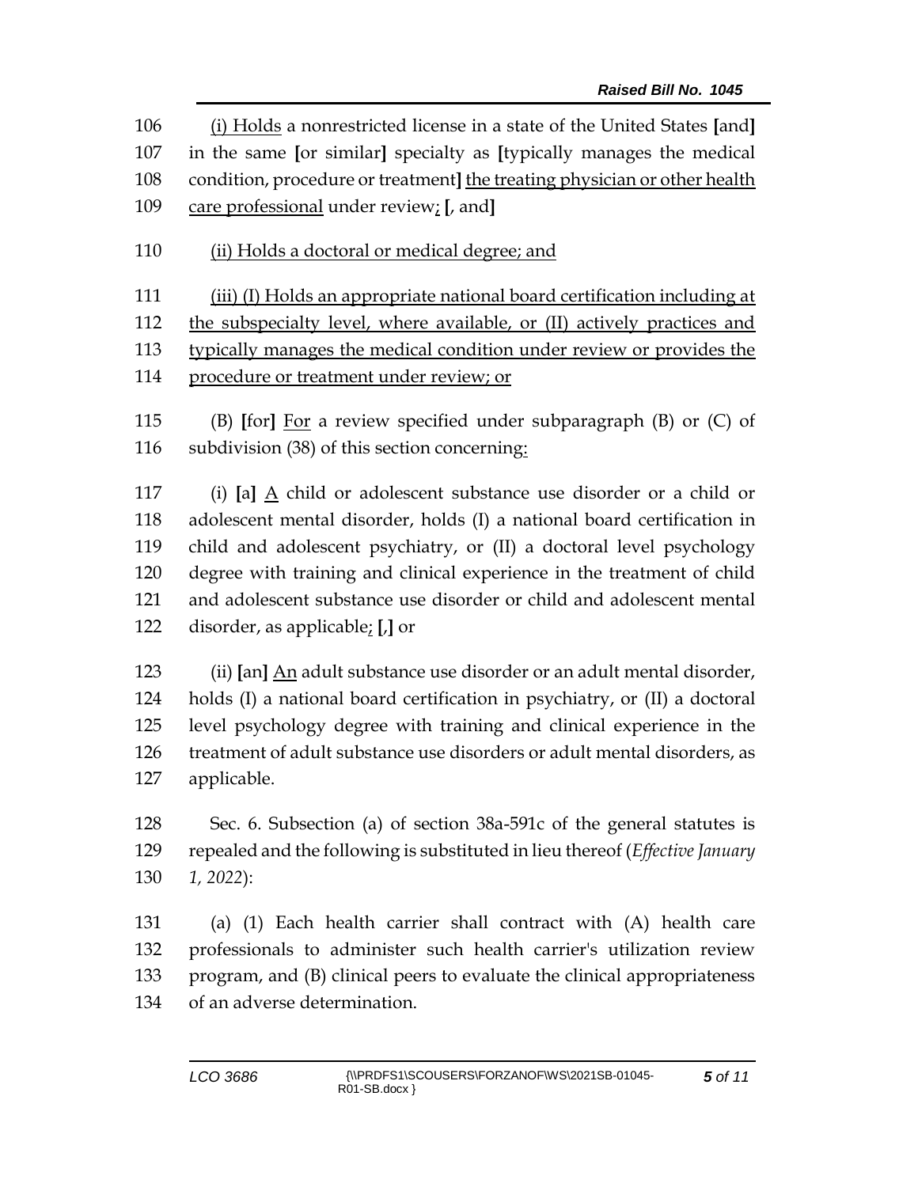106 (i) Holds a nonrestricted license in a state of the United States [and]
107 in the same [or similar] specialty as [typically manages the medical
108 condition, procedure or treatment] the treating physician or other health
109 care professional under review; [, and]

110 (ii) Holds a doctoral or medical degree; and

111 (iii) (I) Holds an appropriate national board certification including at
112 the subspecialty level, where available, or (II) actively practices and
113 typically manages the medical condition under review or provides the
114 procedure or treatment under review; or

115 (B) [for] For a review specified under subparagraph (B) or (C) of
116 subdivision (38) of this section concerning:

117 (i) [a] A child or adolescent substance use disorder or a child or
118 adolescent mental disorder, holds (I) a national board certification in
119 child and adolescent psychiatry, or (II) a doctoral level psychology
120 degree with training and clinical experience in the treatment of child
121 and adolescent substance use disorder or child and adolescent mental
122 disorder, as applicable; [,] or

123 (ii) [an] An adult substance use disorder or an adult mental disorder,
124 holds (I) a national board certification in psychiatry, or (II) a doctoral
125 level psychology degree with training and clinical experience in the
126 treatment of adult substance use disorders or adult mental disorders, as
127 applicable.

128 Sec. 6. Subsection (a) of section 38a-591c of the general statutes is
129 repealed and the following is substituted in lieu thereof (*Effective January*
130 *1, 2022*):

131 (a) (1) Each health carrier shall contract with (A) health care
132 professionals to administer such health carrier's utilization review
133 program, and (B) clinical peers to evaluate the clinical appropriateness
134 of an adverse determination.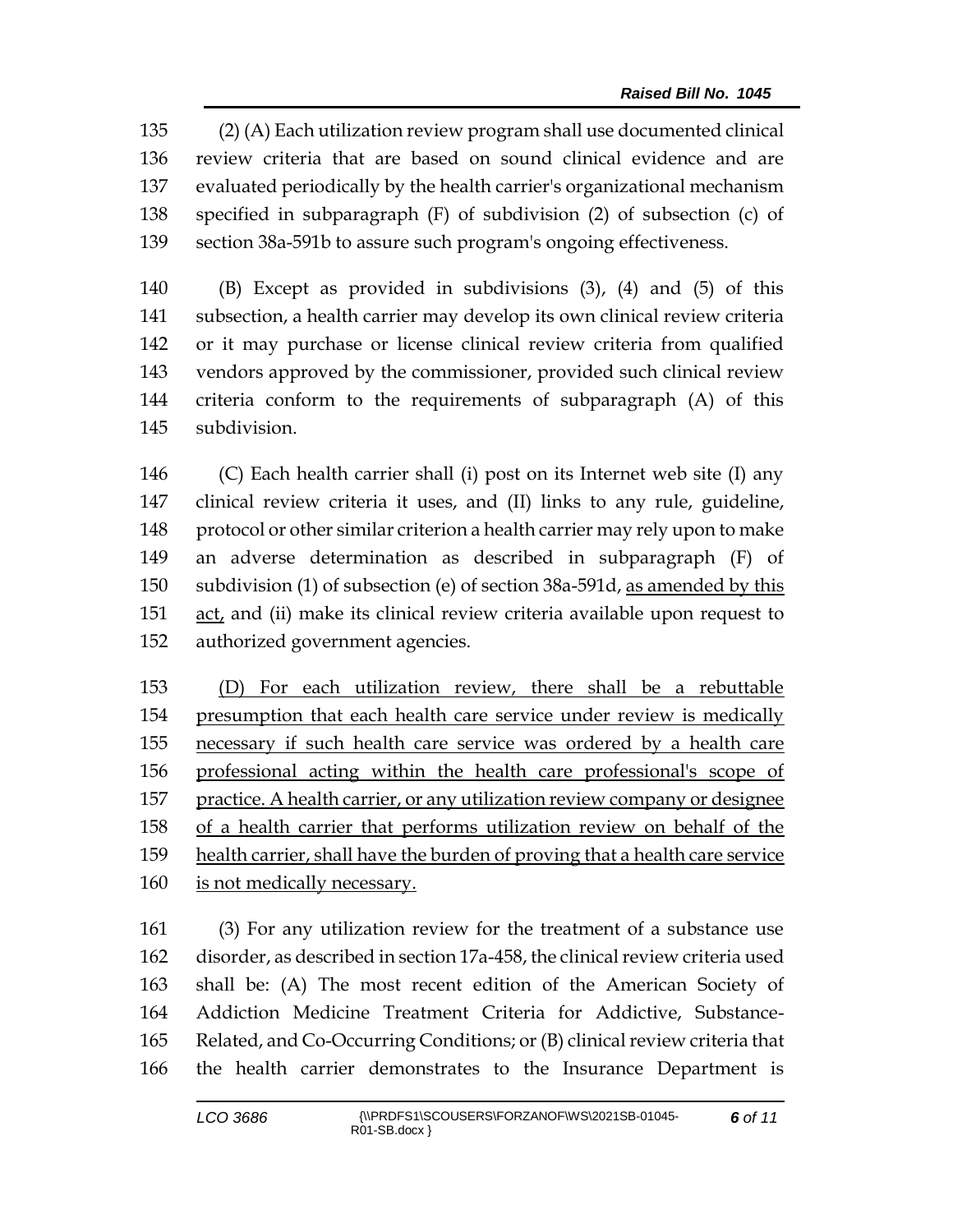(2) (A) Each utilization review program shall use documented clinical review criteria that are based on sound clinical evidence and are evaluated periodically by the health carrier's organizational mechanism specified in subparagraph (F) of subdivision (2) of subsection (c) of section 38a-591b to assure such program's ongoing effectiveness.

(B) Except as provided in subdivisions (3), (4) and (5) of this subsection, a health carrier may develop its own clinical review criteria or it may purchase or license clinical review criteria from qualified vendors approved by the commissioner, provided such clinical review criteria conform to the requirements of subparagraph (A) of this subdivision.

(C) Each health carrier shall (i) post on its Internet web site (I) any clinical review criteria it uses, and (II) links to any rule, guideline, protocol or other similar criterion a health carrier may rely upon to make an adverse determination as described in subparagraph (F) of subdivision (1) of subsection (e) of section 38a-591d, <u>as amended by this act,</u> and (ii) make its clinical review criteria available upon request to authorized government agencies.

<u>(D) For each utilization review, there shall be a rebuttable presumption that each health care service under review is medically necessary if such health care service was ordered by a health care professional acting within the health care professional's scope of practice. A health carrier, or any utilization review company or designee of a health carrier that performs utilization review on behalf of the health carrier, shall have the burden of proving that a health care service is not medically necessary.</u>

(3) For any utilization review for the treatment of a substance use disorder, as described in section 17a-458, the clinical review criteria used shall be: (A) The most recent edition of the American Society of Addiction Medicine Treatment Criteria for Addictive, Substance-Related, and Co-Occurring Conditions; or (B) clinical review criteria that the health carrier demonstrates to the Insurance Department is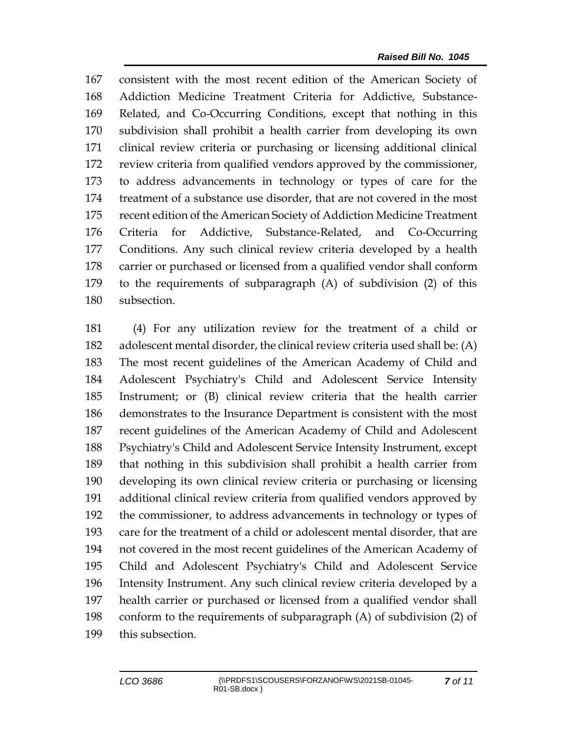consistent with the most recent edition of the American Society of Addiction Medicine Treatment Criteria for Addictive, Substance-Related, and Co-Occurring Conditions, except that nothing in this subdivision shall prohibit a health carrier from developing its own clinical review criteria or purchasing or licensing additional clinical review criteria from qualified vendors approved by the commissioner, to address advancements in technology or types of care for the treatment of a substance use disorder, that are not covered in the most recent edition of the American Society of Addiction Medicine Treatment Criteria for Addictive, Substance-Related, and Co-Occurring Conditions. Any such clinical review criteria developed by a health carrier or purchased or licensed from a qualified vendor shall conform to the requirements of subparagraph (A) of subdivision (2) of this subsection.

(4) For any utilization review for the treatment of a child or adolescent mental disorder, the clinical review criteria used shall be: (A) The most recent guidelines of the American Academy of Child and Adolescent Psychiatry's Child and Adolescent Service Intensity Instrument; or (B) clinical review criteria that the health carrier demonstrates to the Insurance Department is consistent with the most recent guidelines of the American Academy of Child and Adolescent Psychiatry's Child and Adolescent Service Intensity Instrument, except that nothing in this subdivision shall prohibit a health carrier from developing its own clinical review criteria or purchasing or licensing additional clinical review criteria from qualified vendors approved by the commissioner, to address advancements in technology or types of care for the treatment of a child or adolescent mental disorder, that are not covered in the most recent guidelines of the American Academy of Child and Adolescent Psychiatry's Child and Adolescent Service Intensity Instrument. Any such clinical review criteria developed by a health carrier or purchased or licensed from a qualified vendor shall conform to the requirements of subparagraph (A) of subdivision (2) of this subsection.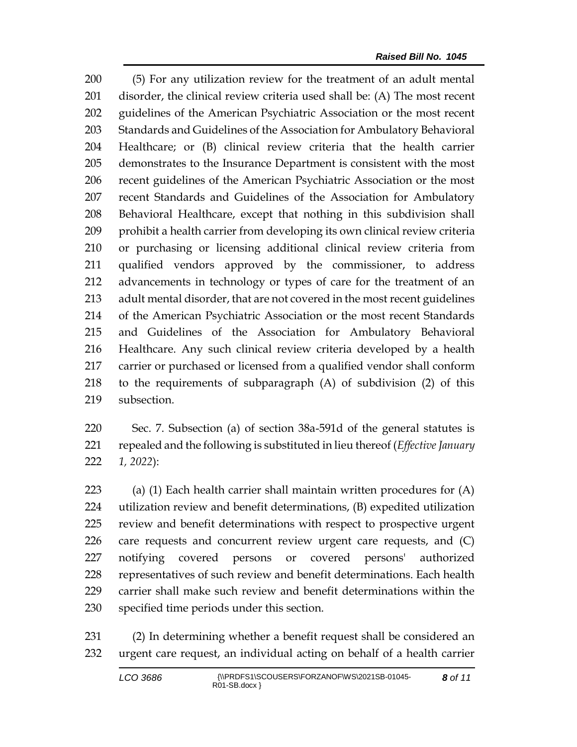(5) For any utilization review for the treatment of an adult mental disorder, the clinical review criteria used shall be: (A) The most recent guidelines of the American Psychiatric Association or the most recent Standards and Guidelines of the Association for Ambulatory Behavioral Healthcare; or (B) clinical review criteria that the health carrier demonstrates to the Insurance Department is consistent with the most recent guidelines of the American Psychiatric Association or the most recent Standards and Guidelines of the Association for Ambulatory Behavioral Healthcare, except that nothing in this subdivision shall prohibit a health carrier from developing its own clinical review criteria or purchasing or licensing additional clinical review criteria from qualified vendors approved by the commissioner, to address advancements in technology or types of care for the treatment of an adult mental disorder, that are not covered in the most recent guidelines of the American Psychiatric Association or the most recent Standards and Guidelines of the Association for Ambulatory Behavioral Healthcare. Any such clinical review criteria developed by a health carrier or purchased or licensed from a qualified vendor shall conform to the requirements of subparagraph (A) of subdivision (2) of this subsection.

Sec. 7. Subsection (a) of section 38a-591d of the general statutes is repealed and the following is substituted in lieu thereof (*Effective January 1, 2022*):

(a) (1) Each health carrier shall maintain written procedures for (A) utilization review and benefit determinations, (B) expedited utilization review and benefit determinations with respect to prospective urgent care requests and concurrent review urgent care requests, and (C) notifying covered persons or covered persons' authorized representatives of such review and benefit determinations. Each health carrier shall make such review and benefit determinations within the specified time periods under this section.

(2) In determining whether a benefit request shall be considered an urgent care request, an individual acting on behalf of a health carrier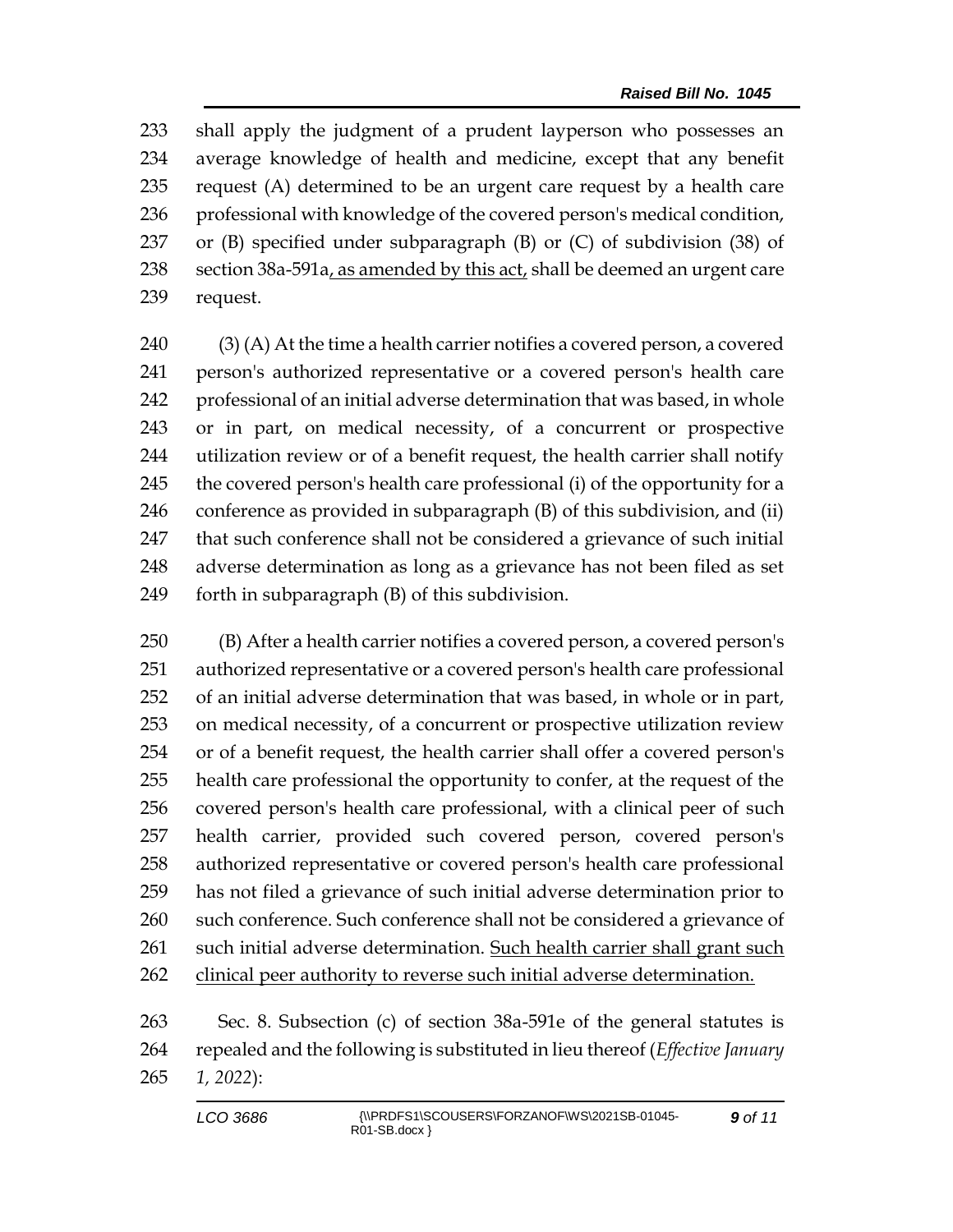shall apply the judgment of a prudent layperson who possesses an average knowledge of health and medicine, except that any benefit request (A) determined to be an urgent care request by a health care professional with knowledge of the covered person's medical condition, or (B) specified under subparagraph (B) or (C) of subdivision (38) of section 38a-591a<u>, as amended by this act,</u> shall be deemed an urgent care request.

(3) (A) At the time a health carrier notifies a covered person, a covered person's authorized representative or a covered person's health care professional of an initial adverse determination that was based, in whole or in part, on medical necessity, of a concurrent or prospective utilization review or of a benefit request, the health carrier shall notify the covered person's health care professional (i) of the opportunity for a conference as provided in subparagraph (B) of this subdivision, and (ii) that such conference shall not be considered a grievance of such initial adverse determination as long as a grievance has not been filed as set forth in subparagraph (B) of this subdivision.

(B) After a health carrier notifies a covered person, a covered person's authorized representative or a covered person's health care professional of an initial adverse determination that was based, in whole or in part, on medical necessity, of a concurrent or prospective utilization review or of a benefit request, the health carrier shall offer a covered person's health care professional the opportunity to confer, at the request of the covered person's health care professional, with a clinical peer of such health carrier, provided such covered person, covered person's authorized representative or covered person's health care professional has not filed a grievance of such initial adverse determination prior to such conference. Such conference shall not be considered a grievance of such initial adverse determination. <u>Such health carrier shall grant such clinical peer authority to reverse such initial adverse determination.</u>

Sec. 8. Subsection (c) of section 38a-591e of the general statutes is repealed and the following is substituted in lieu thereof (*Effective January 1, 2022*):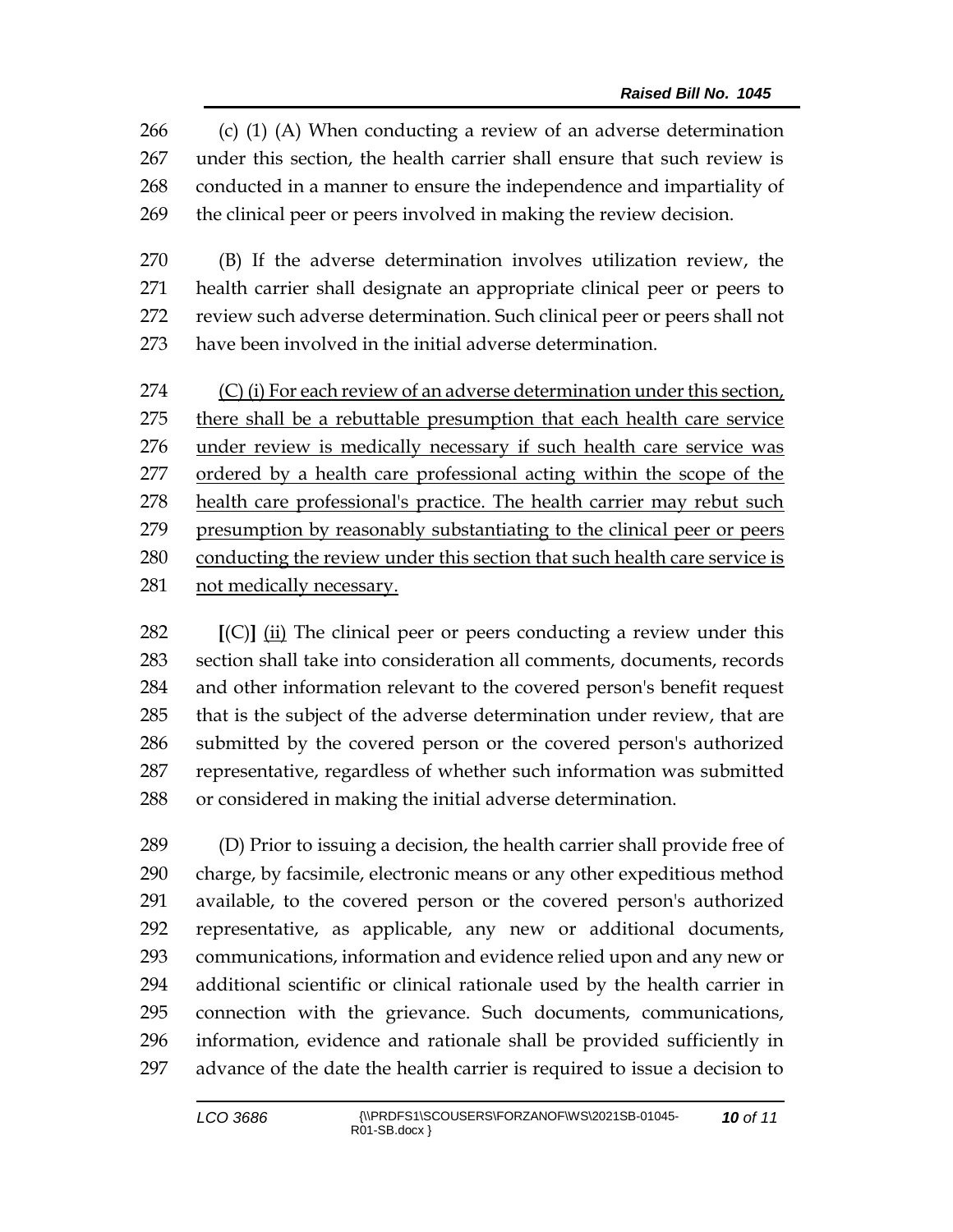(c) (1) (A) When conducting a review of an adverse determination under this section, the health carrier shall ensure that such review is conducted in a manner to ensure the independence and impartiality of the clinical peer or peers involved in making the review decision.

(B) If the adverse determination involves utilization review, the health carrier shall designate an appropriate clinical peer or peers to review such adverse determination. Such clinical peer or peers shall not have been involved in the initial adverse determination.

<u>(C) (i) For each review of an adverse determination under this section, there shall be a rebuttable presumption that each health care service under review is medically necessary if such health care service was ordered by a health care professional acting within the scope of the health care professional's practice. The health carrier may rebut such presumption by reasonably substantiating to the clinical peer or peers conducting the review under this section that such health care service is not medically necessary.</u>

**[**(C)**]** <u>(ii)</u> The clinical peer or peers conducting a review under this section shall take into consideration all comments, documents, records and other information relevant to the covered person's benefit request that is the subject of the adverse determination under review, that are submitted by the covered person or the covered person's authorized representative, regardless of whether such information was submitted or considered in making the initial adverse determination.

(D) Prior to issuing a decision, the health carrier shall provide free of charge, by facsimile, electronic means or any other expeditious method available, to the covered person or the covered person's authorized representative, as applicable, any new or additional documents, communications, information and evidence relied upon and any new or additional scientific or clinical rationale used by the health carrier in connection with the grievance. Such documents, communications, information, evidence and rationale shall be provided sufficiently in advance of the date the health carrier is required to issue a decision to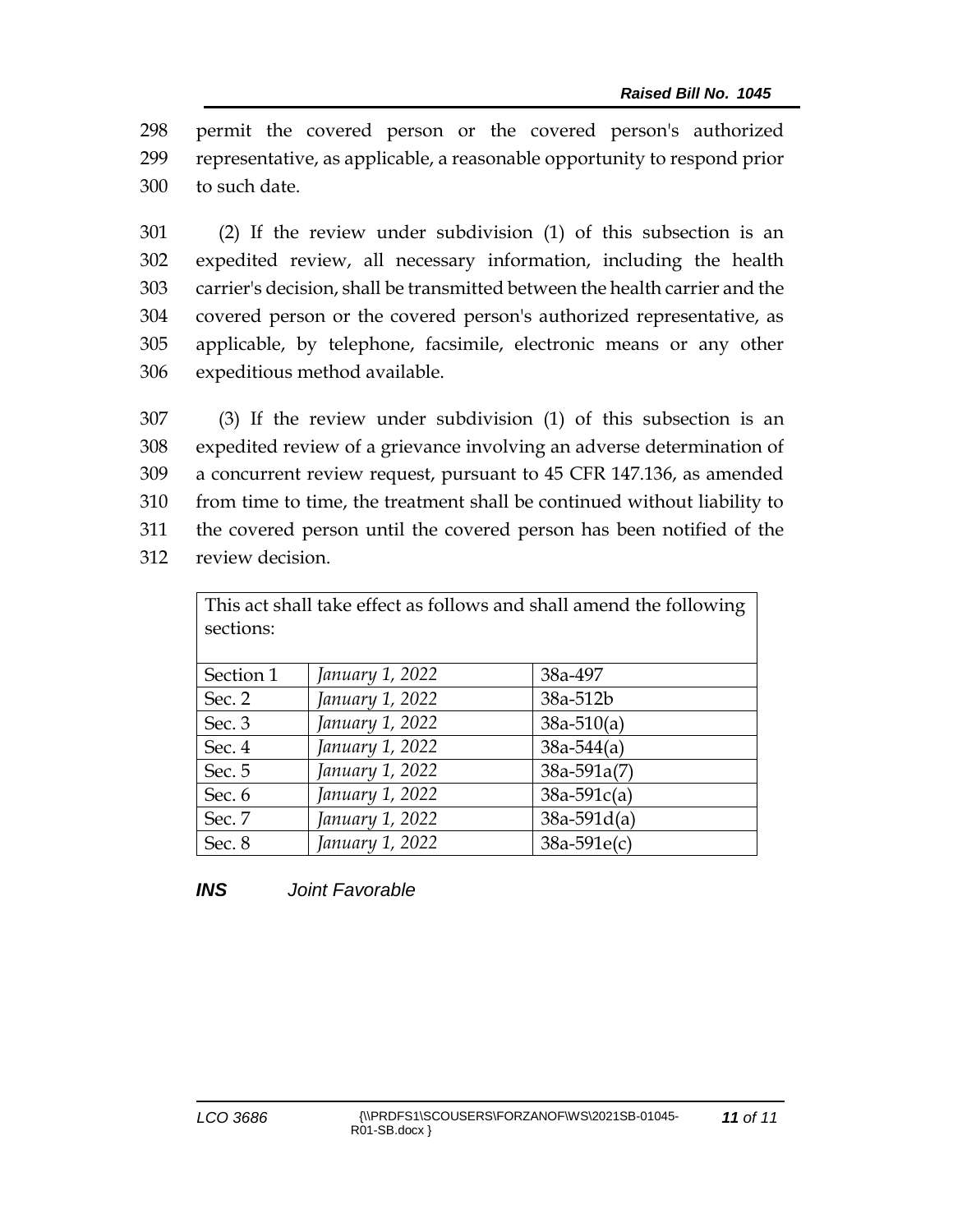permit the covered person or the covered person's authorized representative, as applicable, a reasonable opportunity to respond prior to such date.

(2) If the review under subdivision (1) of this subsection is an expedited review, all necessary information, including the health carrier's decision, shall be transmitted between the health carrier and the covered person or the covered person's authorized representative, as applicable, by telephone, facsimile, electronic means or any other expeditious method available.

(3) If the review under subdivision (1) of this subsection is an expedited review of a grievance involving an adverse determination of a concurrent review request, pursuant to 45 CFR 147.136, as amended from time to time, the treatment shall be continued without liability to the covered person until the covered person has been notified of the review decision.

| This act shall take effect as follows and shall amend the following sections: | | |
|---|---|---|
| Section 1 | *January 1, 2022* | 38a-497 |
| Sec. 2 | *January 1, 2022* | 38a-512b |
| Sec. 3 | *January 1, 2022* | 38a-510(a) |
| Sec. 4 | *January 1, 2022* | 38a-544(a) |
| Sec. 5 | *January 1, 2022* | 38a-591a(7) |
| Sec. 6 | *January 1, 2022* | 38a-591c(a) |
| Sec. 7 | *January 1, 2022* | 38a-591d(a) |
| Sec. 8 | *January 1, 2022* | 38a-591e(c) |

***INS*** *Joint Favorable*